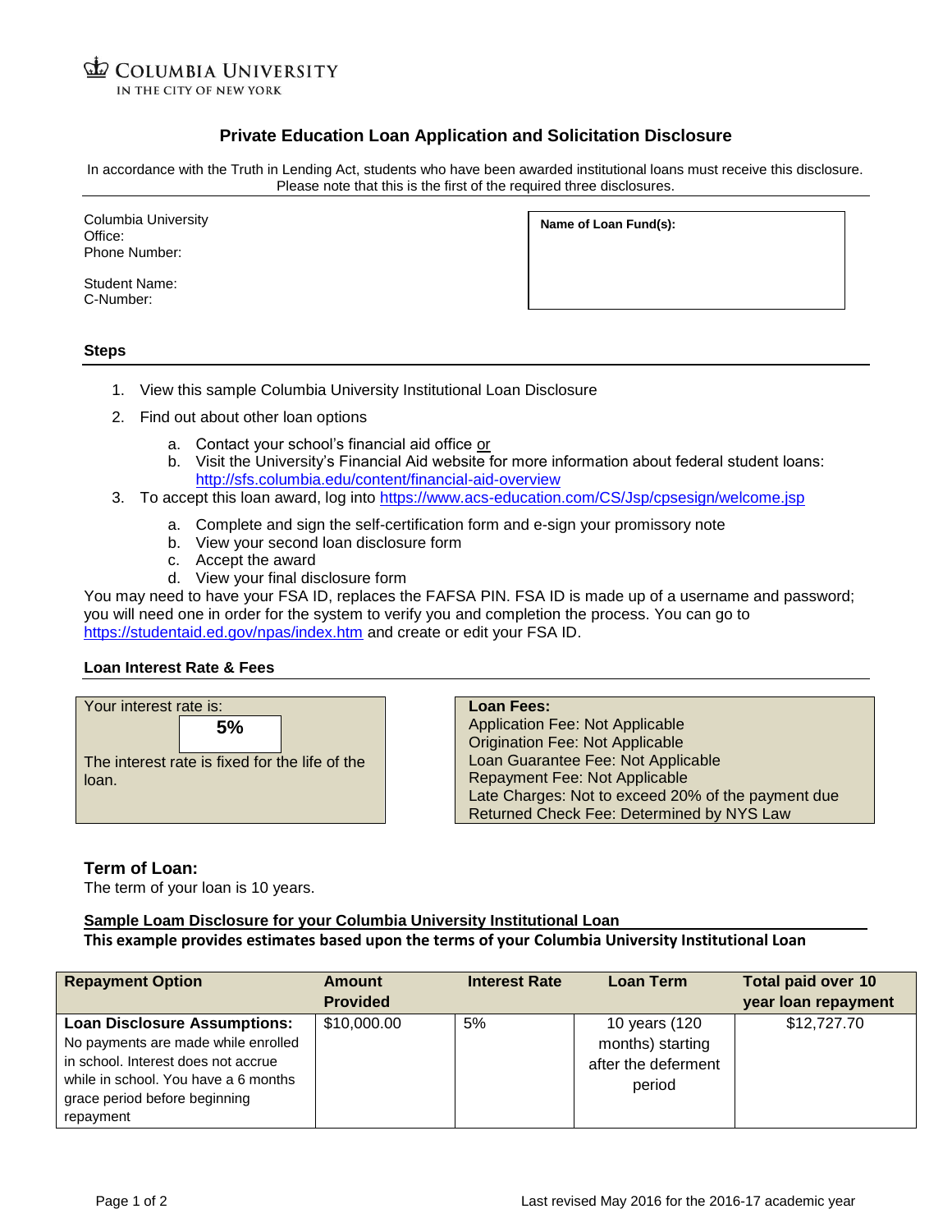COLUMBIA UNIVERSITY
IN THE CITY OF NEW YORK

# Private Education Loan Application and Solicitation Disclosure

In accordance with the Truth in Lending Act, students who have been awarded institutional loans must receive this disclosure. Please note that this is the first of the required three disclosures.

Columbia University
Office:
Phone Number:

Student Name:
C-Number:

**Name of Loan Fund(s):**

## Steps

1. View this sample Columbia University Institutional Loan Disclosure
2. Find out about other loan options
   a. Contact your school's financial aid office or
   b. Visit the University's Financial Aid website for more information about federal student loans: http://sfs.columbia.edu/content/financial-aid-overview
3. To accept this loan award, log into https://www.acs-education.com/CS/Jsp/cpsesign/welcome.jsp
   a. Complete and sign the self-certification form and e-sign your promissory note
   b. View your second loan disclosure form
   c. Accept the award
   d. View your final disclosure form

You may need to have your FSA ID, replaces the FAFSA PIN. FSA ID is made up of a username and password; you will need one in order for the system to verify you and completion the process. You can go to https://studentaid.ed.gov/npas/index.htm and create or edit your FSA ID.

## Loan Interest Rate & Fees

Your interest rate is:

**5%**

The interest rate is fixed for the life of the loan.

**Loan Fees:**
Application Fee: Not Applicable
Origination Fee: Not Applicable
Loan Guarantee Fee: Not Applicable
Repayment Fee: Not Applicable
Late Charges: Not to exceed 20% of the payment due
Returned Check Fee: Determined by NYS Law

## Term of Loan:

The term of your loan is 10 years.

**Sample Loam Disclosure for your Columbia University Institutional Loan**
**This example provides estimates based upon the terms of your Columbia University Institutional Loan**

| Repayment Option | Amount Provided | Interest Rate | Loan Term | Total paid over 10 year loan repayment |
|---|---|---|---|---|
| **Loan Disclosure Assumptions:** No payments are made while enrolled in school. Interest does not accrue while in school. You have a 6 months grace period before beginning repayment | $10,000.00 | 5% | 10 years (120 months) starting after the deferment period | $12,727.70 |

Last revised May 2016 for the 2016-17 academic year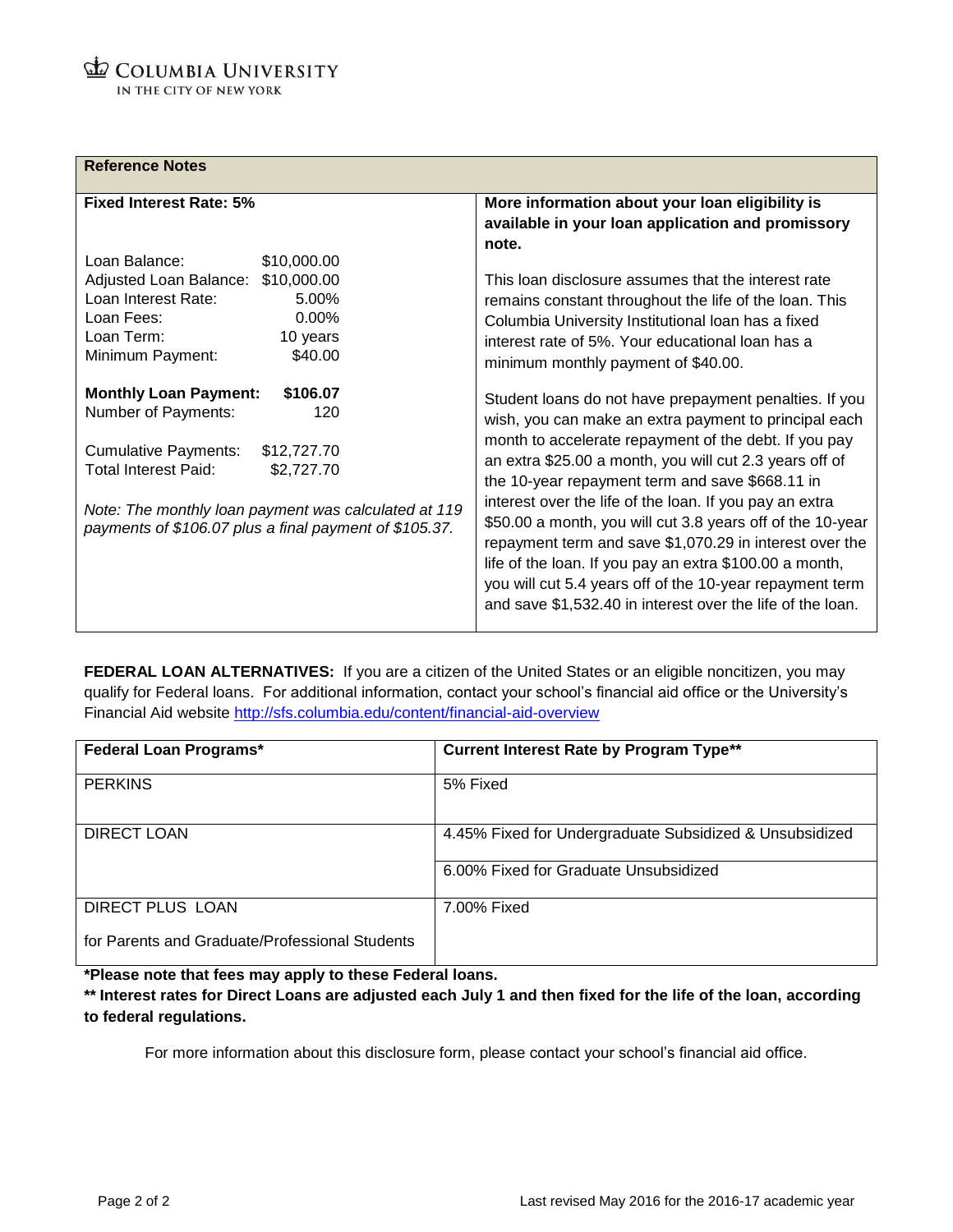Columbia University in the City of New York

| Reference Notes | |
|---|---|
| **Fixed Interest Rate: 5%**<br><br>Loan Balance: $10,000.00<br>Adjusted Loan Balance: $10,000.00<br>Loan Interest Rate: 5.00%<br>Loan Fees: 0.00%<br>Loan Term: 10 years<br>Minimum Payment: $40.00<br><br>**Monthly Loan Payment: $106.07**<br>Number of Payments: 120<br><br>Cumulative Payments: $12,727.70<br>Total Interest Paid: $2,727.70<br><br>*Note: The monthly loan payment was calculated at 119 payments of $106.07 plus a final payment of $105.37.* | **More information about your loan eligibility is available in your loan application and promissory note.**<br><br>This loan disclosure assumes that the interest rate remains constant throughout the life of the loan. This Columbia University Institutional loan has a fixed interest rate of 5%. Your educational loan has a minimum monthly payment of $40.00.<br><br>Student loans do not have prepayment penalties. If you wish, you can make an extra payment to principal each month to accelerate repayment of the debt. If you pay an extra $25.00 a month, you will cut 2.3 years off of the 10-year repayment term and save $668.11 in interest over the life of the loan. If you pay an extra $50.00 a month, you will cut 3.8 years off of the 10-year repayment term and save $1,070.29 in interest over the life of the loan. If you pay an extra $100.00 a month, you will cut 5.4 years off of the 10-year repayment term and save $1,532.40 in interest over the life of the loan. |

**FEDERAL LOAN ALTERNATIVES:** If you are a citizen of the United States or an eligible noncitizen, you may qualify for Federal loans. For additional information, contact your school's financial aid office or the University's Financial Aid website http://sfs.columbia.edu/content/financial-aid-overview

| Federal Loan Programs* | Current Interest Rate by Program Type** |
|---|---|
| PERKINS | 5% Fixed |
| DIRECT LOAN | 4.45% Fixed for Undergraduate Subsidized & Unsubsidized |
| | 6.00% Fixed for Graduate Unsubsidized |
| DIRECT PLUS LOAN<br><br>for Parents and Graduate/Professional Students | 7.00% Fixed |

**\*Please note that fees may apply to these Federal loans.**

**\*\* Interest rates for Direct Loans are adjusted each July 1 and then fixed for the life of the loan, according to federal regulations.**

For more information about this disclosure form, please contact your school's financial aid office.

Last revised May 2016 for the 2016-17 academic year